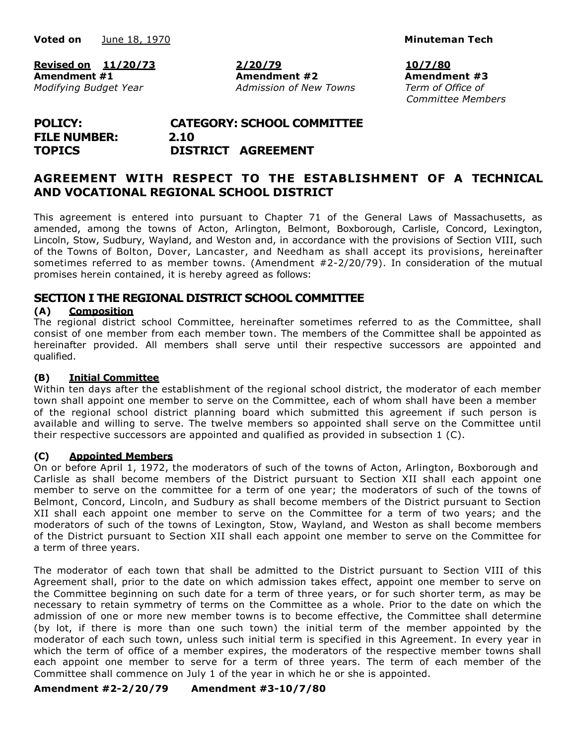**Voted on** June 18, 1970 **Minuteman Tech**

| **Revised on 11/20/73** | **2/20/79** | **10/7/80** |
|---|---|---|
| **Amendment #1** | **Amendment #2** | **Amendment #3** |
| *Modifying Budget Year* | *Admission of New Towns* | *Term of Office of Committee Members* |

**POLICY:** **CATEGORY: SCHOOL COMMITTEE**
**FILE NUMBER:** **2.10**
**TOPICS** **DISTRICT AGREEMENT**

# AGREEMENT WITH RESPECT TO THE ESTABLISHMENT OF A TECHNICAL AND VOCATIONAL REGIONAL SCHOOL DISTRICT

This agreement is entered into pursuant to Chapter 71 of the General Laws of Massachusetts, as amended, among the towns of Acton, Arlington, Belmont, Boxborough, Carlisle, Concord, Lexington, Lincoln, Stow, Sudbury, Wayland, and Weston and, in accordance with the provisions of Section VIII, such of the Towns of Bolton, Dover, Lancaster, and Needham as shall accept its provisions, hereinafter sometimes referred to as member towns. (Amendment #2-2/20/79). In consideration of the mutual promises herein contained, it is hereby agreed as follows:

## SECTION I THE REGIONAL DISTRICT SCHOOL COMMITTEE

### (A) Composition

The regional district school Committee, hereinafter sometimes referred to as the Committee, shall consist of one member from each member town. The members of the Committee shall be appointed as hereinafter provided. All members shall serve until their respective successors are appointed and qualified.

### (B) Initial Committee

Within ten days after the establishment of the regional school district, the moderator of each member town shall appoint one member to serve on the Committee, each of whom shall have been a member of the regional school district planning board which submitted this agreement if such person is available and willing to serve. The twelve members so appointed shall serve on the Committee until their respective successors are appointed and qualified as provided in subsection 1 (C).

### (C) Appointed Members

On or before April 1, 1972, the moderators of such of the towns of Acton, Arlington, Boxborough and Carlisle as shall become members of the District pursuant to Section XII shall each appoint one member to serve on the committee for a term of one year; the moderators of such of the towns of Belmont, Concord, Lincoln, and Sudbury as shall become members of the District pursuant to Section XII shall each appoint one member to serve on the Committee for a term of two years; and the moderators of such of the towns of Lexington, Stow, Wayland, and Weston as shall become members of the District pursuant to Section XII shall each appoint one member to serve on the Committee for a term of three years.

The moderator of each town that shall be admitted to the District pursuant to Section VIII of this Agreement shall, prior to the date on which admission takes effect, appoint one member to serve on the Committee beginning on such date for a term of three years, or for such shorter term, as may be necessary to retain symmetry of terms on the Committee as a whole. Prior to the date on which the admission of one or more new member towns is to become effective, the Committee shall determine (by lot, if there is more than one such town) the initial term of the member appointed by the moderator of each such town, unless such initial term is specified in this Agreement. In every year in which the term of office of a member expires, the moderators of the respective member towns shall each appoint one member to serve for a term of three years. The term of each member of the Committee shall commence on July 1 of the year in which he or she is appointed.

**Amendment #2-2/20/79 Amendment #3-10/7/80**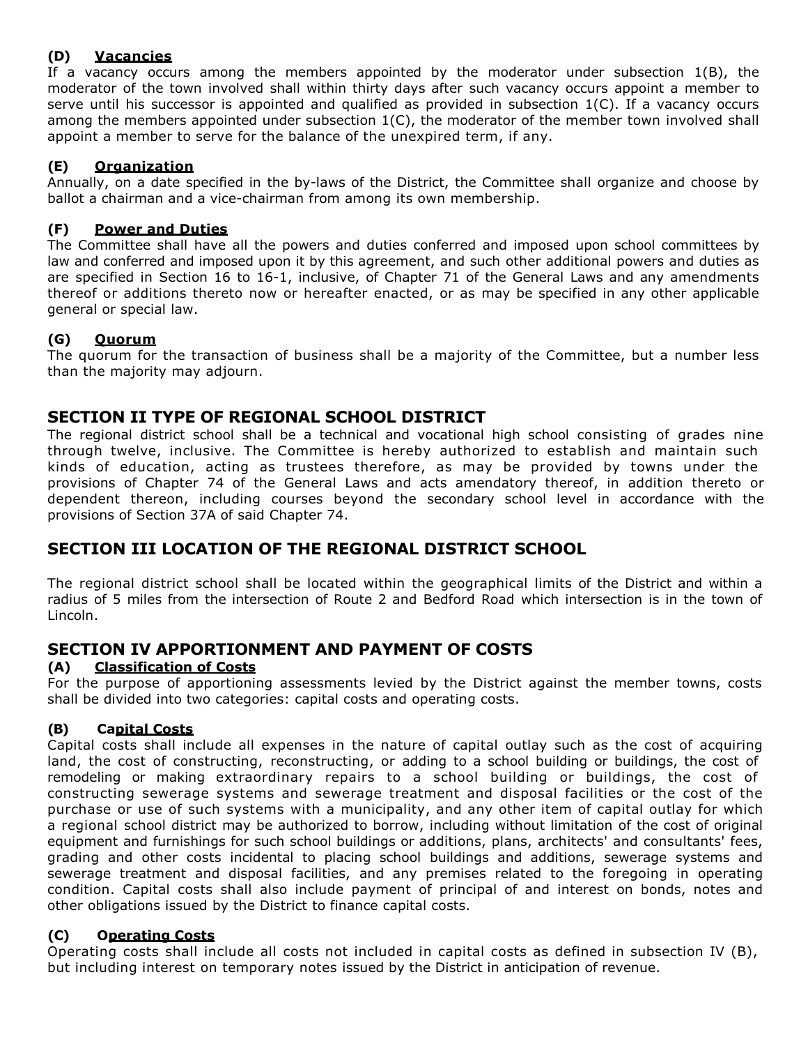### (D) Vacancies

If a vacancy occurs among the members appointed by the moderator under subsection 1(B), the moderator of the town involved shall within thirty days after such vacancy occurs appoint a member to serve until his successor is appointed and qualified as provided in subsection 1(C). If a vacancy occurs among the members appointed under subsection 1(C), the moderator of the member town involved shall appoint a member to serve for the balance of the unexpired term, if any.

### (E) Organization

Annually, on a date specified in the by-laws of the District, the Committee shall organize and choose by ballot a chairman and a vice-chairman from among its own membership.

### (F) Power and Duties

The Committee shall have all the powers and duties conferred and imposed upon school committees by law and conferred and imposed upon it by this agreement, and such other additional powers and duties as are specified in Section 16 to 16-1, inclusive, of Chapter 71 of the General Laws and any amendments thereof or additions thereto now or hereafter enacted, or as may be specified in any other applicable general or special law.

### (G) Quorum

The quorum for the transaction of business shall be a majority of the Committee, but a number less than the majority may adjourn.

## SECTION II TYPE OF REGIONAL SCHOOL DISTRICT

The regional district school shall be a technical and vocational high school consisting of grades nine through twelve, inclusive. The Committee is hereby authorized to establish and maintain such kinds of education, acting as trustees therefore, as may be provided by towns under the provisions of Chapter 74 of the General Laws and acts amendatory thereof, in addition thereto or dependent thereon, including courses beyond the secondary school level in accordance with the provisions of Section 37A of said Chapter 74.

## SECTION III LOCATION OF THE REGIONAL DISTRICT SCHOOL

The regional district school shall be located within the geographical limits of the District and within a radius of 5 miles from the intersection of Route 2 and Bedford Road which intersection is in the town of Lincoln.

## SECTION IV APPORTIONMENT AND PAYMENT OF COSTS

### (A) Classification of Costs

For the purpose of apportioning assessments levied by the District against the member towns, costs shall be divided into two categories: capital costs and operating costs.

### (B) Capital Costs

Capital costs shall include all expenses in the nature of capital outlay such as the cost of acquiring land, the cost of constructing, reconstructing, or adding to a school building or buildings, the cost of remodeling or making extraordinary repairs to a school building or buildings, the cost of constructing sewerage systems and sewerage treatment and disposal facilities or the cost of the purchase or use of such systems with a municipality, and any other item of capital outlay for which a regional school district may be authorized to borrow, including without limitation of the cost of original equipment and furnishings for such school buildings or additions, plans, architects' and consultants' fees, grading and other costs incidental to placing school buildings and additions, sewerage systems and sewerage treatment and disposal facilities, and any premises related to the foregoing in operating condition. Capital costs shall also include payment of principal of and interest on bonds, notes and other obligations issued by the District to finance capital costs.

### (C) Operating Costs

Operating costs shall include all costs not included in capital costs as defined in subsection IV (B), but including interest on temporary notes issued by the District in anticipation of revenue.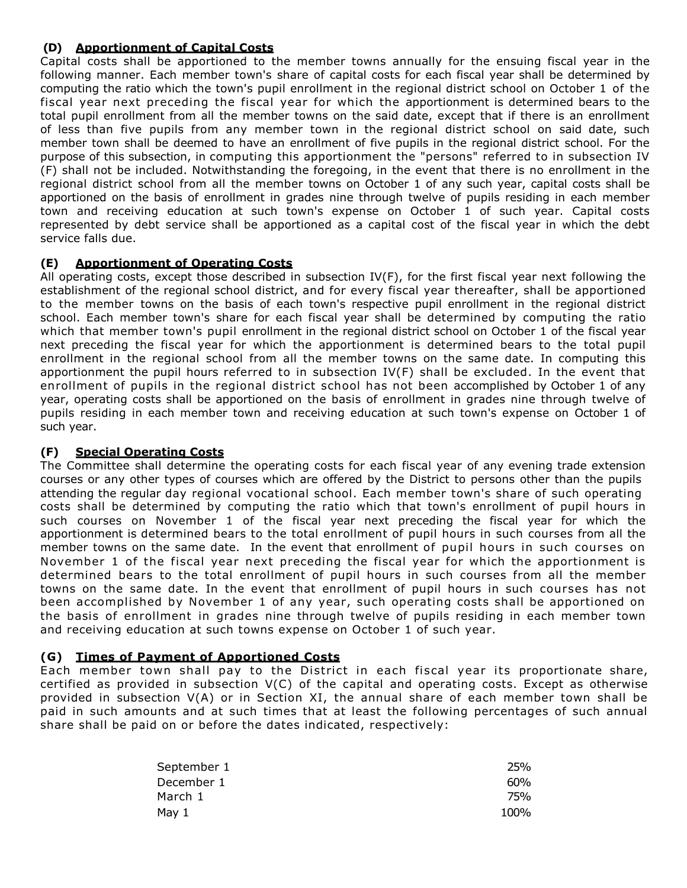**(D) <u>Apportionment of Capital Costs</u>**

Capital costs shall be apportioned to the member towns annually for the ensuing fiscal year in the following manner. Each member town's share of capital costs for each fiscal year shall be determined by computing the ratio which the town's pupil enrollment in the regional district school on October 1 of the fiscal year next preceding the fiscal year for which the apportionment is determined bears to the total pupil enrollment from all the member towns on the said date, except that if there is an enrollment of less than five pupils from any member town in the regional district school on said date, such member town shall be deemed to have an enrollment of five pupils in the regional district school. For the purpose of this subsection, in computing this apportionment the "persons" referred to in subsection IV (F) shall not be included. Notwithstanding the foregoing, in the event that there is no enrollment in the regional district school from all the member towns on October 1 of any such year, capital costs shall be apportioned on the basis of enrollment in grades nine through twelve of pupils residing in each member town and receiving education at such town's expense on October 1 of such year. Capital costs represented by debt service shall be apportioned as a capital cost of the fiscal year in which the debt service falls due.

**(E) <u>Apportionment of Operating Costs</u>**

All operating costs, except those described in subsection IV(F), for the first fiscal year next following the establishment of the regional school district, and for every fiscal year thereafter, shall be apportioned to the member towns on the basis of each town's respective pupil enrollment in the regional district school. Each member town's share for each fiscal year shall be determined by computing the ratio which that member town's pupil enrollment in the regional district school on October 1 of the fiscal year next preceding the fiscal year for which the apportionment is determined bears to the total pupil enrollment in the regional school from all the member towns on the same date. In computing this apportionment the pupil hours referred to in subsection IV(F) shall be excluded. In the event that enrollment of pupils in the regional district school has not been accomplished by October 1 of any year, operating costs shall be apportioned on the basis of enrollment in grades nine through twelve of pupils residing in each member town and receiving education at such town's expense on October 1 of such year.

**(F) <u>Special Operating Costs</u>**

The Committee shall determine the operating costs for each fiscal year of any evening trade extension courses or any other types of courses which are offered by the District to persons other than the pupils attending the regular day regional vocational school. Each member town's share of such operating costs shall be determined by computing the ratio which that town's enrollment of pupil hours in such courses on November 1 of the fiscal year next preceding the fiscal year for which the apportionment is determined bears to the total enrollment of pupil hours in such courses from all the member towns on the same date. In the event that enrollment of pupil hours in such courses on November 1 of the fiscal year next preceding the fiscal year for which the apportionment is determined bears to the total enrollment of pupil hours in such courses from all the member towns on the same date. In the event that enrollment of pupil hours in such courses has not been accomplished by November 1 of any year, such operating costs shall be apportioned on the basis of enrollment in grades nine through twelve of pupils residing in each member town and receiving education at such towns expense on October 1 of such year.

**(G) <u>Times of Payment of Apportioned Costs</u>**

Each member town shall pay to the District in each fiscal year its proportionate share, certified as provided in subsection V(C) of the capital and operating costs. Except as otherwise provided in subsection V(A) or in Section XI, the annual share of each member town shall be paid in such amounts and at such times that at least the following percentages of such annual share shall be paid on or before the dates indicated, respectively:

| | |
|---|---|
| September 1 | 25% |
| December 1 | 60% |
| March 1 | 75% |
| May 1 | 100% |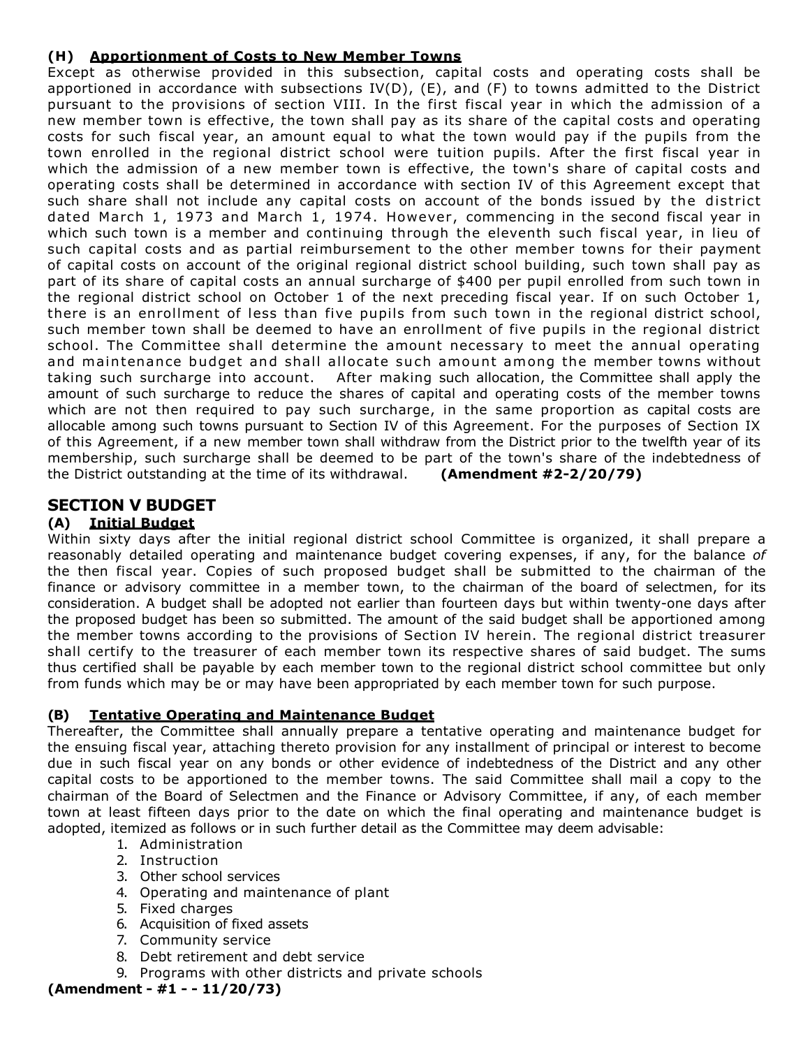### (H) Apportionment of Costs to New Member Towns

Except as otherwise provided in this subsection, capital costs and operating costs shall be apportioned in accordance with subsections IV(D), (E), and (F) to towns admitted to the District pursuant to the provisions of section VIII. In the first fiscal year in which the admission of a new member town is effective, the town shall pay as its share of the capital costs and operating costs for such fiscal year, an amount equal to what the town would pay if the pupils from the town enrolled in the regional district school were tuition pupils. After the first fiscal year in which the admission of a new member town is effective, the town's share of capital costs and operating costs shall be determined in accordance with section IV of this Agreement except that such share shall not include any capital costs on account of the bonds issued by the district dated March 1, 1973 and March 1, 1974. However, commencing in the second fiscal year in which such town is a member and continuing through the eleventh such fiscal year, in lieu of such capital costs and as partial reimbursement to the other member towns for their payment of capital costs on account of the original regional district school building, such town shall pay as part of its share of capital costs an annual surcharge of $400 per pupil enrolled from such town in the regional district school on October 1 of the next preceding fiscal year. If on such October 1, there is an enrollment of less than five pupils from such town in the regional district school, such member town shall be deemed to have an enrollment of five pupils in the regional district school. The Committee shall determine the amount necessary to meet the annual operating and maintenance budget and shall allocate such amount among the member towns without taking such surcharge into account. After making such allocation, the Committee shall apply the amount of such surcharge to reduce the shares of capital and operating costs of the member towns which are not then required to pay such surcharge, in the same proportion as capital costs are allocable among such towns pursuant to Section IV of this Agreement. For the purposes of Section IX of this Agreement, if a new member town shall withdraw from the District prior to the twelfth year of its membership, such surcharge shall be deemed to be part of the town's share of the indebtedness of the District outstanding at the time of its withdrawal. **(Amendment #2-2/20/79)**

## SECTION V BUDGET

### (A) Initial Budget

Within sixty days after the initial regional district school Committee is organized, it shall prepare a reasonably detailed operating and maintenance budget covering expenses, if any, for the balance *of* the then fiscal year. Copies of such proposed budget shall be submitted to the chairman of the finance or advisory committee in a member town, to the chairman of the board of selectmen, for its consideration. A budget shall be adopted not earlier than fourteen days but within twenty-one days after the proposed budget has been so submitted. The amount of the said budget shall be apportioned among the member towns according to the provisions of Section IV herein. The regional district treasurer shall certify to the treasurer of each member town its respective shares of said budget. The sums thus certified shall be payable by each member town to the regional district school committee but only from funds which may be or may have been appropriated by each member town for such purpose.

### (B) Tentative Operating and Maintenance Budget

Thereafter, the Committee shall annually prepare a tentative operating and maintenance budget for the ensuing fiscal year, attaching thereto provision for any installment of principal or interest to become due in such fiscal year on any bonds or other evidence of indebtedness of the District and any other capital costs to be apportioned to the member towns. The said Committee shall mail a copy to the chairman of the Board of Selectmen and the Finance or Advisory Committee, if any, of each member town at least fifteen days prior to the date on which the final operating and maintenance budget is adopted, itemized as follows or in such further detail as the Committee may deem advisable:

1. Administration
2. Instruction
3. Other school services
4. Operating and maintenance of plant
5. Fixed charges
6. Acquisition of fixed assets
7. Community service
8. Debt retirement and debt service
9. Programs with other districts and private schools

**(Amendment - #1 - - 11/20/73)**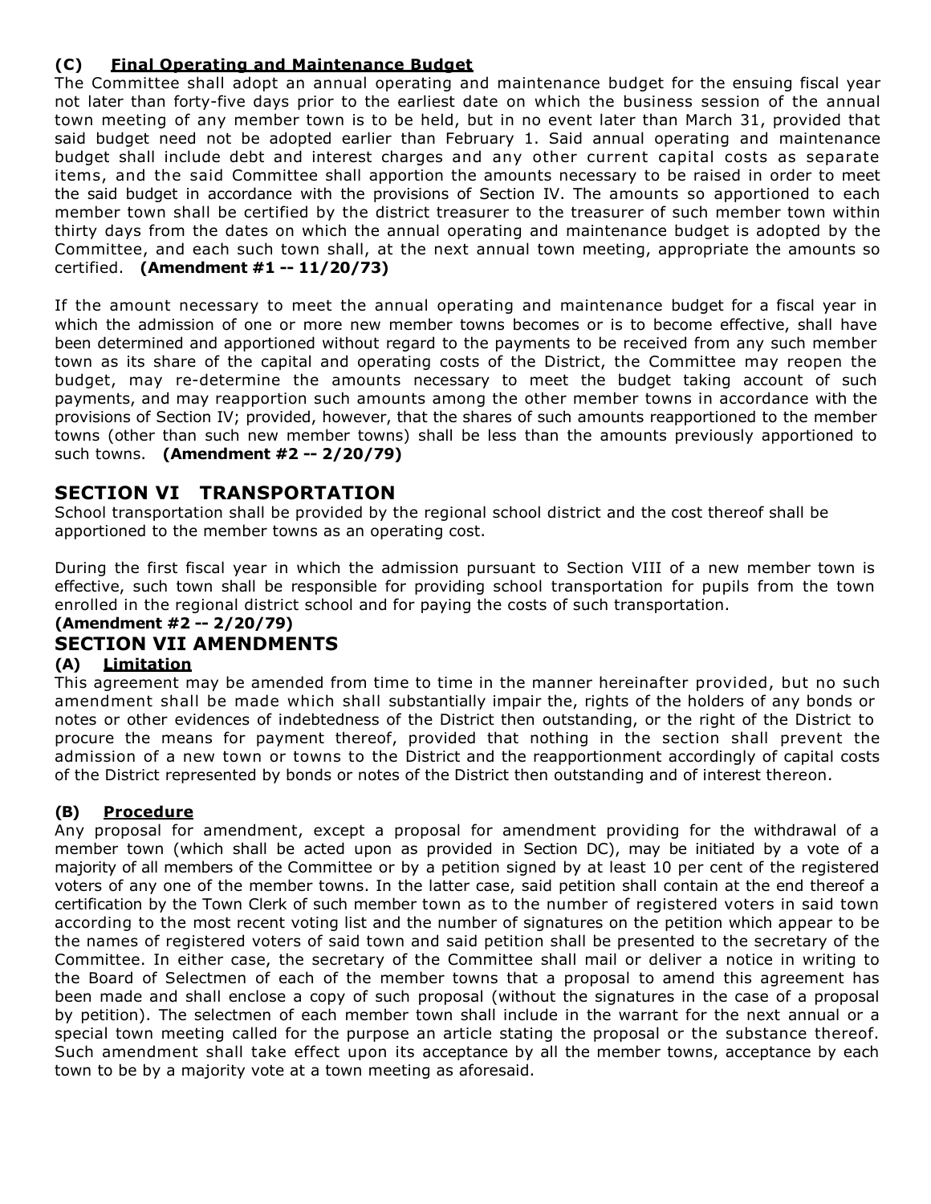**(C) Final Operating and Maintenance Budget**

The Committee shall adopt an annual operating and maintenance budget for the ensuing fiscal year not later than forty-five days prior to the earliest date on which the business session of the annual town meeting of any member town is to be held, but in no event later than March 31, provided that said budget need not be adopted earlier than February 1. Said annual operating and maintenance budget shall include debt and interest charges and any other current capital costs as separate items, and the said Committee shall apportion the amounts necessary to be raised in order to meet the said budget in accordance with the provisions of Section IV. The amounts so apportioned to each member town shall be certified by the district treasurer to the treasurer of such member town within thirty days from the dates on which the annual operating and maintenance budget is adopted by the Committee, and each such town shall, at the next annual town meeting, appropriate the amounts so certified. **(Amendment #1 -- 11/20/73)**

If the amount necessary to meet the annual operating and maintenance budget for a fiscal year in which the admission of one or more new member towns becomes or is to become effective, shall have been determined and apportioned without regard to the payments to be received from any such member town as its share of the capital and operating costs of the District, the Committee may reopen the budget, may re-determine the amounts necessary to meet the budget taking account of such payments, and may reapportion such amounts among the other member towns in accordance with the provisions of Section IV; provided, however, that the shares of such amounts reapportioned to the member towns (other than such new member towns) shall be less than the amounts previously apportioned to such towns. **(Amendment #2 -- 2/20/79)**

## SECTION VI TRANSPORTATION

School transportation shall be provided by the regional school district and the cost thereof shall be apportioned to the member towns as an operating cost.

During the first fiscal year in which the admission pursuant to Section VIII of a new member town is effective, such town shall be responsible for providing school transportation for pupils from the town enrolled in the regional district school and for paying the costs of such transportation.

**(Amendment #2 -- 2/20/79)**

## SECTION VII AMENDMENTS

**(A) Limitation**

This agreement may be amended from time to time in the manner hereinafter provided, but no such amendment shall be made which shall substantially impair the, rights of the holders of any bonds or notes or other evidences of indebtedness of the District then outstanding, or the right of the District to procure the means for payment thereof, provided that nothing in the section shall prevent the admission of a new town or towns to the District and the reapportionment accordingly of capital costs of the District represented by bonds or notes of the District then outstanding and of interest thereon.

**(B) Procedure**

Any proposal for amendment, except a proposal for amendment providing for the withdrawal of a member town (which shall be acted upon as provided in Section DC), may be initiated by a vote of a majority of all members of the Committee or by a petition signed by at least 10 per cent of the registered voters of any one of the member towns. In the latter case, said petition shall contain at the end thereof a certification by the Town Clerk of such member town as to the number of registered voters in said town according to the most recent voting list and the number of signatures on the petition which appear to be the names of registered voters of said town and said petition shall be presented to the secretary of the Committee. In either case, the secretary of the Committee shall mail or deliver a notice in writing to the Board of Selectmen of each of the member towns that a proposal to amend this agreement has been made and shall enclose a copy of such proposal (without the signatures in the case of a proposal by petition). The selectmen of each member town shall include in the warrant for the next annual or a special town meeting called for the purpose an article stating the proposal or the substance thereof. Such amendment shall take effect upon its acceptance by all the member towns, acceptance by each town to be by a majority vote at a town meeting as aforesaid.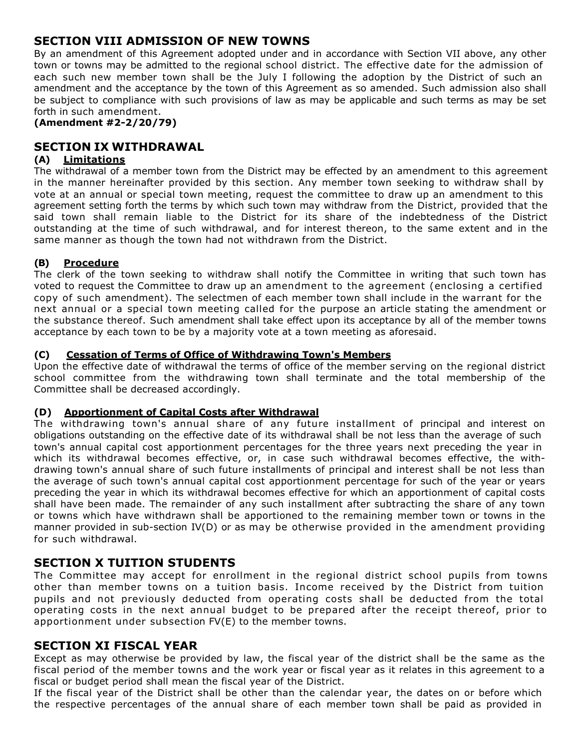## SECTION VIII ADMISSION OF NEW TOWNS

By an amendment of this Agreement adopted under and in accordance with Section VII above, any other town or towns may be admitted to the regional school district. The effective date for the admission of each such new member town shall be the July I following the adoption by the District of such an amendment and the acceptance by the town of this Agreement as so amended. Such admission also shall be subject to compliance with such provisions of law as may be applicable and such terms as may be set forth in such amendment.

**(Amendment #2-2/20/79)**

## SECTION IX WITHDRAWAL

### (A) Limitations

The withdrawal of a member town from the District may be effected by an amendment to this agreement in the manner hereinafter provided by this section. Any member town seeking to withdraw shall by vote at an annual or special town meeting, request the committee to draw up an amendment to this agreement setting forth the terms by which such town may withdraw from the District, provided that the said town shall remain liable to the District for its share of the indebtedness of the District outstanding at the time of such withdrawal, and for interest thereon, to the same extent and in the same manner as though the town had not withdrawn from the District.

### (B) Procedure

The clerk of the town seeking to withdraw shall notify the Committee in writing that such town has voted to request the Committee to draw up an amendment to the agreement (enclosing a certified copy of such amendment). The selectmen of each member town shall include in the warrant for the next annual or a special town meeting called for the purpose an article stating the amendment or the substance thereof. Such amendment shall take effect upon its acceptance by all of the member towns acceptance by each town to be by a majority vote at a town meeting as aforesaid.

### (C) Cessation of Terms of Office of Withdrawing Town's Members

Upon the effective date of withdrawal the terms of office of the member serving on the regional district school committee from the withdrawing town shall terminate and the total membership of the Committee shall be decreased accordingly.

### (D) Apportionment of Capital Costs after Withdrawal

The withdrawing town's annual share of any future installment of principal and interest on obligations outstanding on the effective date of its withdrawal shall be not less than the average of such town's annual capital cost apportionment percentages for the three years next preceding the year in which its withdrawal becomes effective, or, in case such withdrawal becomes effective, the with-drawing town's annual share of such future installments of principal and interest shall be not less than the average of such town's annual capital cost apportionment percentage for such of the year or years preceding the year in which its withdrawal becomes effective for which an apportionment of capital costs shall have been made. The remainder of any such installment after subtracting the share of any town or towns which have withdrawn shall be apportioned to the remaining member town or towns in the manner provided in sub-section IV(D) or as may be otherwise provided in the amendment providing for such withdrawal.

## SECTION X TUITION STUDENTS

The Committee may accept for enrollment in the regional district school pupils from towns other than member towns on a tuition basis. Income received by the District from tuition pupils and not previously deducted from operating costs shall be deducted from the total operating costs in the next annual budget to be prepared after the receipt thereof, prior to apportionment under subsection FV(E) to the member towns.

## SECTION XI FISCAL YEAR

Except as may otherwise be provided by law, the fiscal year of the district shall be the same as the fiscal period of the member towns and the work year or fiscal year as it relates in this agreement to a fiscal or budget period shall mean the fiscal year of the District.

If the fiscal year of the District shall be other than the calendar year, the dates on or before which the respective percentages of the annual share of each member town shall be paid as provided in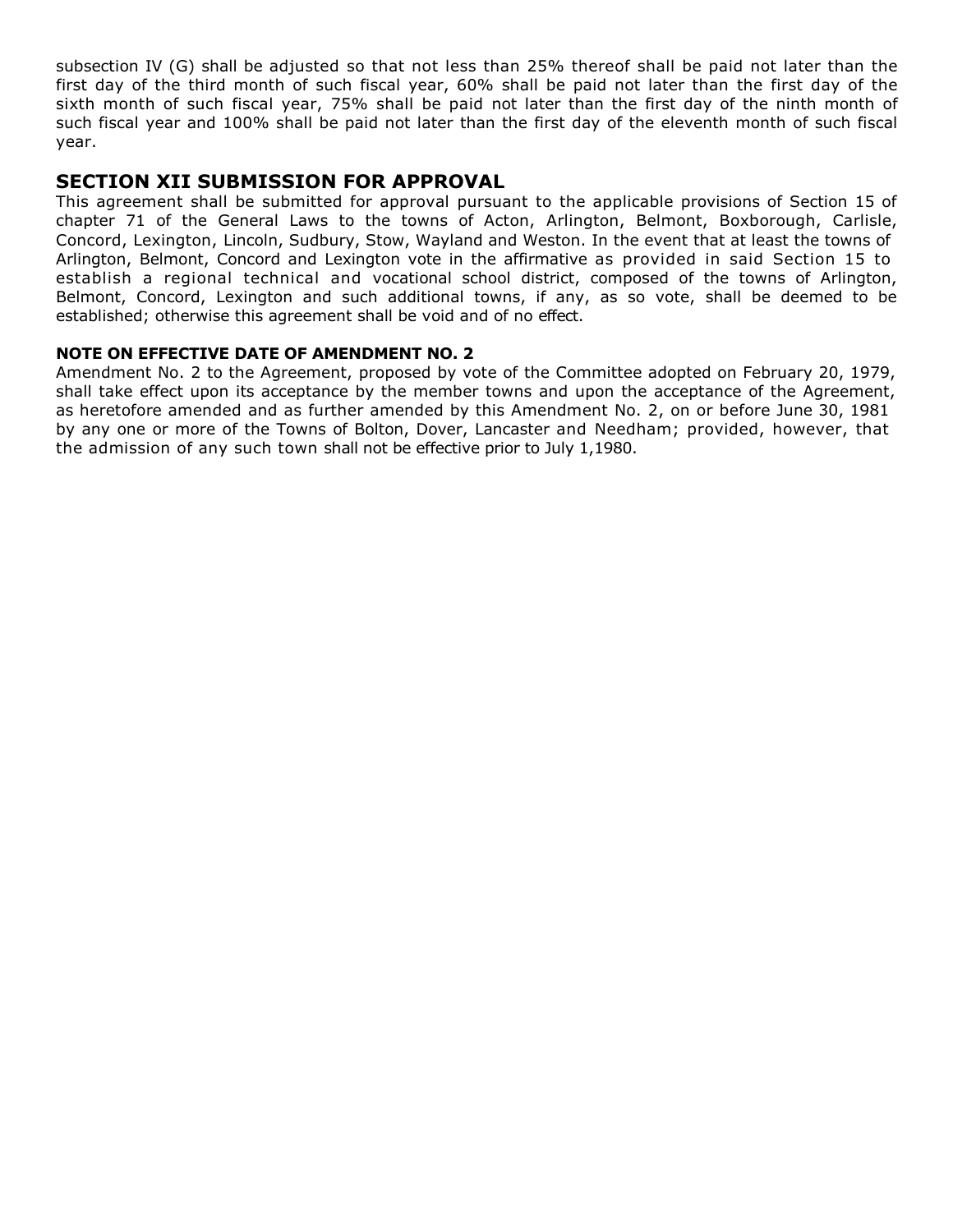subsection IV (G) shall be adjusted so that not less than 25% thereof shall be paid not later than the first day of the third month of such fiscal year, 60% shall be paid not later than the first day of the sixth month of such fiscal year, 75% shall be paid not later than the first day of the ninth month of such fiscal year and 100% shall be paid not later than the first day of the eleventh month of such fiscal year.

## SECTION XII SUBMISSION FOR APPROVAL

This agreement shall be submitted for approval pursuant to the applicable provisions of Section 15 of chapter 71 of the General Laws to the towns of Acton, Arlington, Belmont, Boxborough, Carlisle, Concord, Lexington, Lincoln, Sudbury, Stow, Wayland and Weston. In the event that at least the towns of Arlington, Belmont, Concord and Lexington vote in the affirmative as provided in said Section 15 to establish a regional technical and vocational school district, composed of the towns of Arlington, Belmont, Concord, Lexington and such additional towns, if any, as so vote, shall be deemed to be established; otherwise this agreement shall be void and of no effect.

### NOTE ON EFFECTIVE DATE OF AMENDMENT NO. 2

Amendment No. 2 to the Agreement, proposed by vote of the Committee adopted on February 20, 1979, shall take effect upon its acceptance by the member towns and upon the acceptance of the Agreement, as heretofore amended and as further amended by this Amendment No. 2, on or before June 30, 1981 by any one or more of the Towns of Bolton, Dover, Lancaster and Needham; provided, however, that the admission of any such town shall not be effective prior to July 1,1980.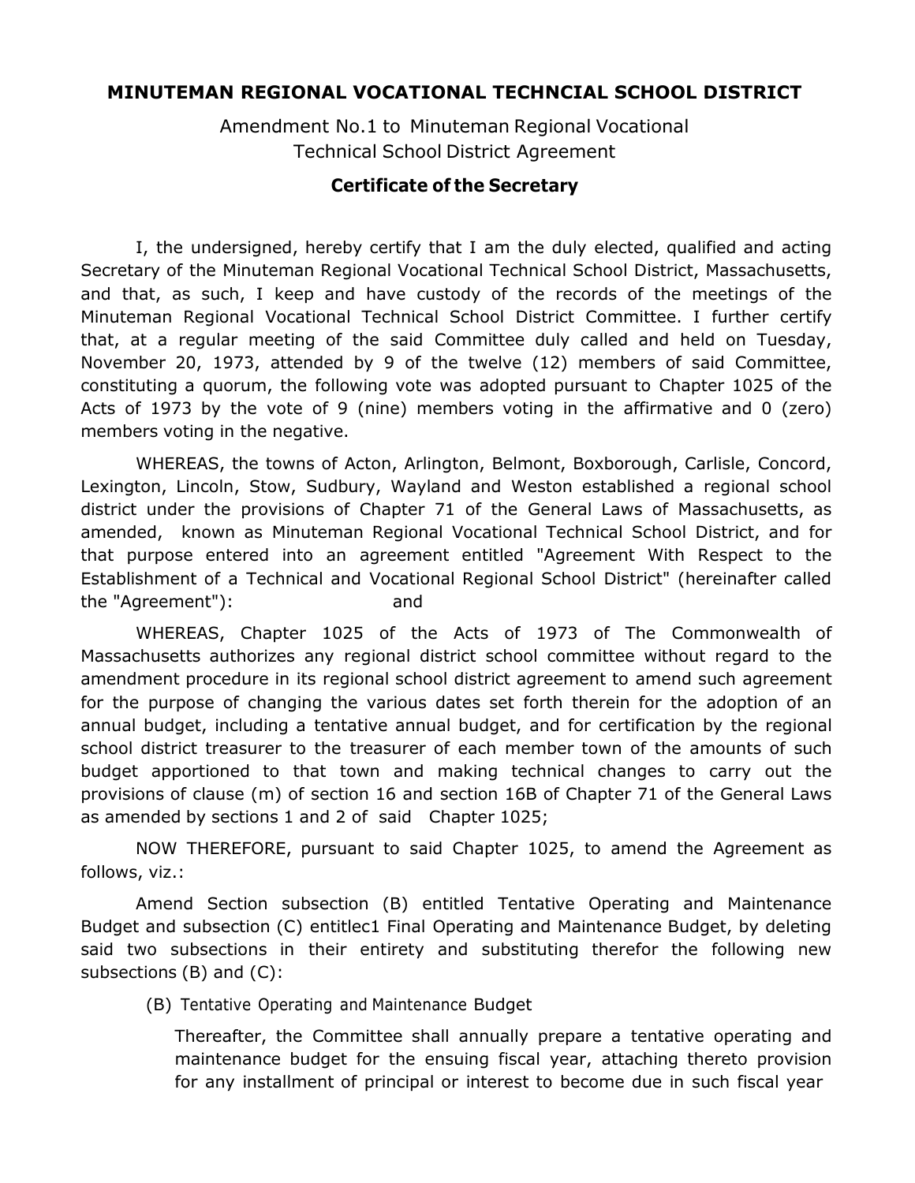# MINUTEMAN REGIONAL VOCATIONAL TECHNCIAL SCHOOL DISTRICT

Amendment No.1 to Minuteman Regional Vocational Technical School District Agreement

## Certificate of the Secretary

I, the undersigned, hereby certify that I am the duly elected, qualified and acting Secretary of the Minuteman Regional Vocational Technical School District, Massachusetts, and that, as such, I keep and have custody of the records of the meetings of the Minuteman Regional Vocational Technical School District Committee. I further certify that, at a regular meeting of the said Committee duly called and held on Tuesday, November 20, 1973, attended by 9 of the twelve (12) members of said Committee, constituting a quorum, the following vote was adopted pursuant to Chapter 1025 of the Acts of 1973 by the vote of 9 (nine) members voting in the affirmative and 0 (zero) members voting in the negative.

WHEREAS, the towns of Acton, Arlington, Belmont, Boxborough, Carlisle, Concord, Lexington, Lincoln, Stow, Sudbury, Wayland and Weston established a regional school district under the provisions of Chapter 71 of the General Laws of Massachusetts, as amended, known as Minuteman Regional Vocational Technical School District, and for that purpose entered into an agreement entitled "Agreement With Respect to the Establishment of a Technical and Vocational Regional School District" (hereinafter called the "Agreement"): and

WHEREAS, Chapter 1025 of the Acts of 1973 of The Commonwealth of Massachusetts authorizes any regional district school committee without regard to the amendment procedure in its regional school district agreement to amend such agreement for the purpose of changing the various dates set forth therein for the adoption of an annual budget, including a tentative annual budget, and for certification by the regional school district treasurer to the treasurer of each member town of the amounts of such budget apportioned to that town and making technical changes to carry out the provisions of clause (m) of section 16 and section 16B of Chapter 71 of the General Laws as amended by sections 1 and 2 of said Chapter 1025;

NOW THEREFORE, pursuant to said Chapter 1025, to amend the Agreement as follows, viz.:

Amend Section subsection (B) entitled Tentative Operating and Maintenance Budget and subsection (C) entitlec1 Final Operating and Maintenance Budget, by deleting said two subsections in their entirety and substituting therefor the following new subsections (B) and (C):

(B) Tentative Operating and Maintenance Budget

Thereafter, the Committee shall annually prepare a tentative operating and maintenance budget for the ensuing fiscal year, attaching thereto provision for any installment of principal or interest to become due in such fiscal year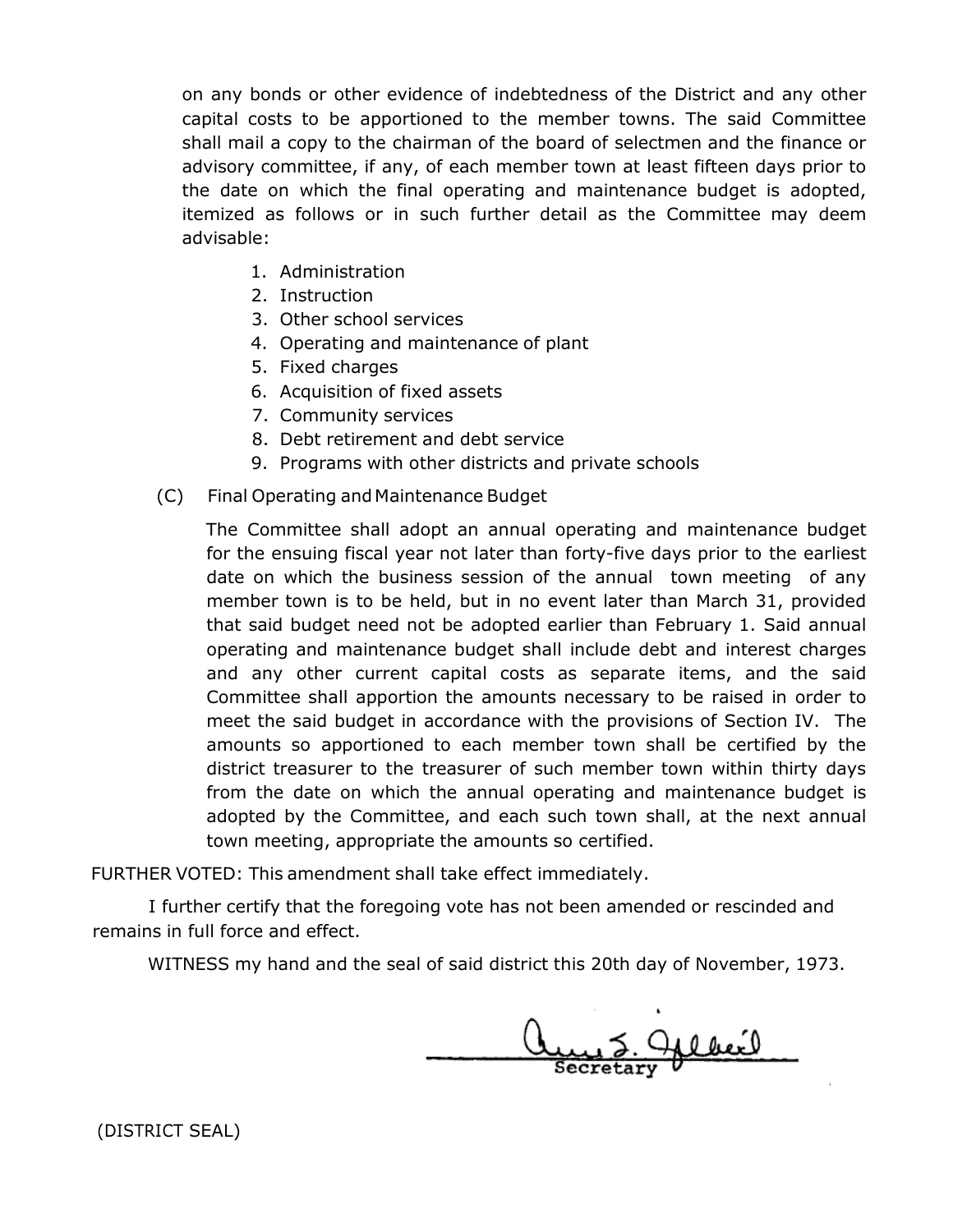on any bonds or other evidence of indebtedness of the District and any other capital costs to be apportioned to the member towns. The said Committee shall mail a copy to the chairman of the board of selectmen and the finance or advisory committee, if any, of each member town at least fifteen days prior to the date on which the final operating and maintenance budget is adopted, itemized as follows or in such further detail as the Committee may deem advisable:

1. Administration
2. Instruction
3. Other school services
4. Operating and maintenance of plant
5. Fixed charges
6. Acquisition of fixed assets
7. Community services
8. Debt retirement and debt service
9. Programs with other districts and private schools

(C) Final Operating and Maintenance Budget

The Committee shall adopt an annual operating and maintenance budget for the ensuing fiscal year not later than forty-five days prior to the earliest date on which the business session of the annual town meeting of any member town is to be held, but in no event later than March 31, provided that said budget need not be adopted earlier than February 1. Said annual operating and maintenance budget shall include debt and interest charges and any other current capital costs as separate items, and the said Committee shall apportion the amounts necessary to be raised in order to meet the said budget in accordance with the provisions of Section IV. The amounts so apportioned to each member town shall be certified by the district treasurer to the treasurer of such member town within thirty days from the date on which the annual operating and maintenance budget is adopted by the Committee, and each such town shall, at the next annual town meeting, appropriate the amounts so certified.

FURTHER VOTED: This amendment shall take effect immediately.

I further certify that the foregoing vote has not been amended or rescinded and remains in full force and effect.

WITNESS my hand and the seal of said district this 20th day of November, 1973.

Anne S. Gilbert
Secretary

(DISTRICT SEAL)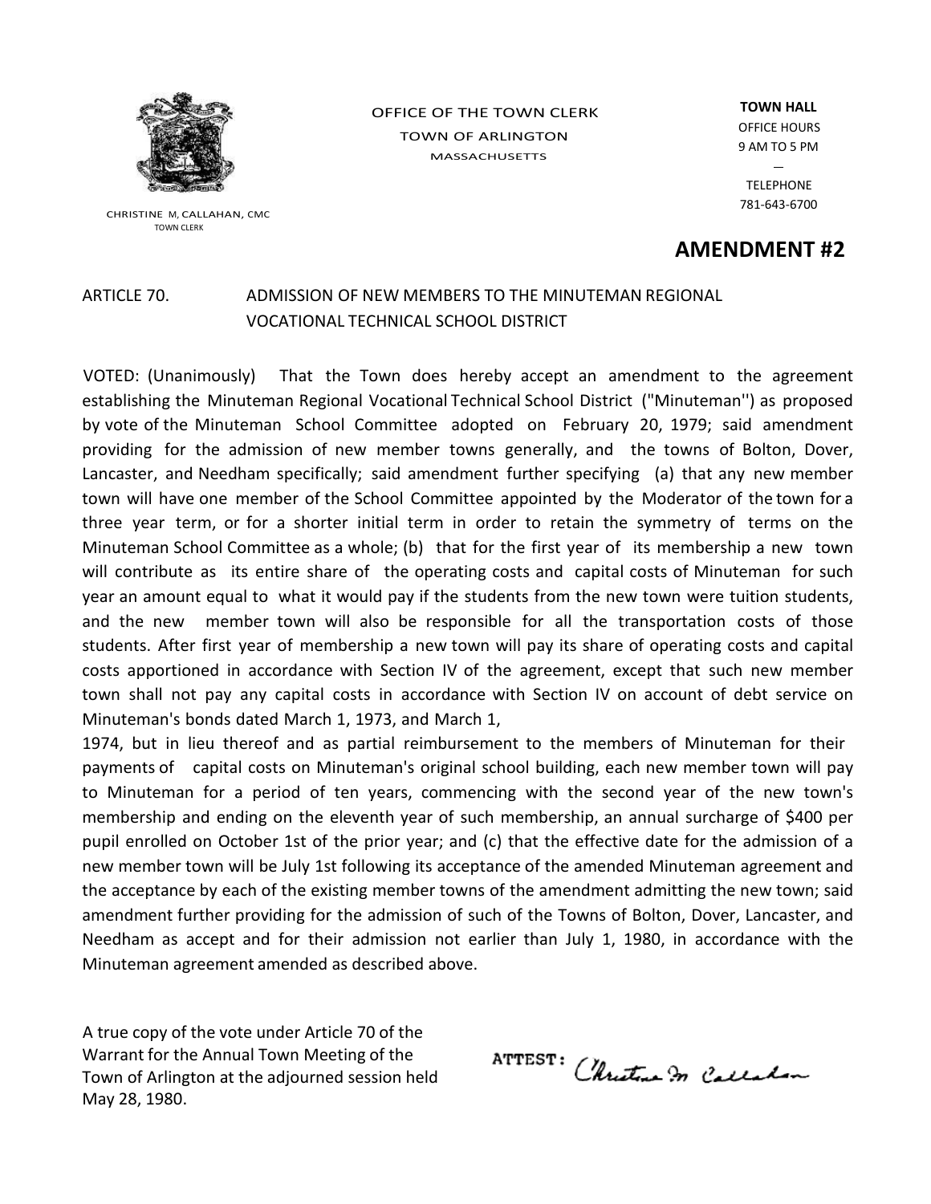OFFICE OF THE TOWN CLERK
TOWN OF ARLINGTON
MASSACHUSETTS

CHRISTINE M, CALLAHAN, CMC
TOWN CLERK

**TOWN HALL**
OFFICE HOURS
9 AM TO 5 PM

TELEPHONE
781-643-6700

## AMENDMENT #2

ARTICLE 70. ADMISSION OF NEW MEMBERS TO THE MINUTEMAN REGIONAL VOCATIONAL TECHNICAL SCHOOL DISTRICT

VOTED: (Unanimously) That the Town does hereby accept an amendment to the agreement establishing the Minuteman Regional Vocational Technical School District ("Minuteman'') as proposed by vote of the Minuteman School Committee adopted on February 20, 1979; said amendment providing for the admission of new member towns generally, and the towns of Bolton, Dover, Lancaster, and Needham specifically; said amendment further specifying (a) that any new member town will have one member of the School Committee appointed by the Moderator of the town for a three year term, or for a shorter initial term in order to retain the symmetry of terms on the Minuteman School Committee as a whole; (b) that for the first year of its membership a new town will contribute as its entire share of the operating costs and capital costs of Minuteman for such year an amount equal to what it would pay if the students from the new town were tuition students, and the new member town will also be responsible for all the transportation costs of those students. After first year of membership a new town will pay its share of operating costs and capital costs apportioned in accordance with Section IV of the agreement, except that such new member town shall not pay any capital costs in accordance with Section IV on account of debt service on Minuteman's bonds dated March 1, 1973, and March 1,
1974, but in lieu thereof and as partial reimbursement to the members of Minuteman for their payments of capital costs on Minuteman's original school building, each new member town will pay to Minuteman for a period of ten years, commencing with the second year of the new town's membership and ending on the eleventh year of such membership, an annual surcharge of $400 per pupil enrolled on October 1st of the prior year; and (c) that the effective date for the admission of a new member town will be July 1st following its acceptance of the amended Minuteman agreement and the acceptance by each of the existing member towns of the amendment admitting the new town; said amendment further providing for the admission of such of the Towns of Bolton, Dover, Lancaster, and Needham as accept and for their admission not earlier than July 1, 1980, in accordance with the Minuteman agreement amended as described above.

A true copy of the vote under Article 70 of the Warrant for the Annual Town Meeting of the Town of Arlington at the adjourned session held May 28, 1980.

ATTEST: Christine M. Callahan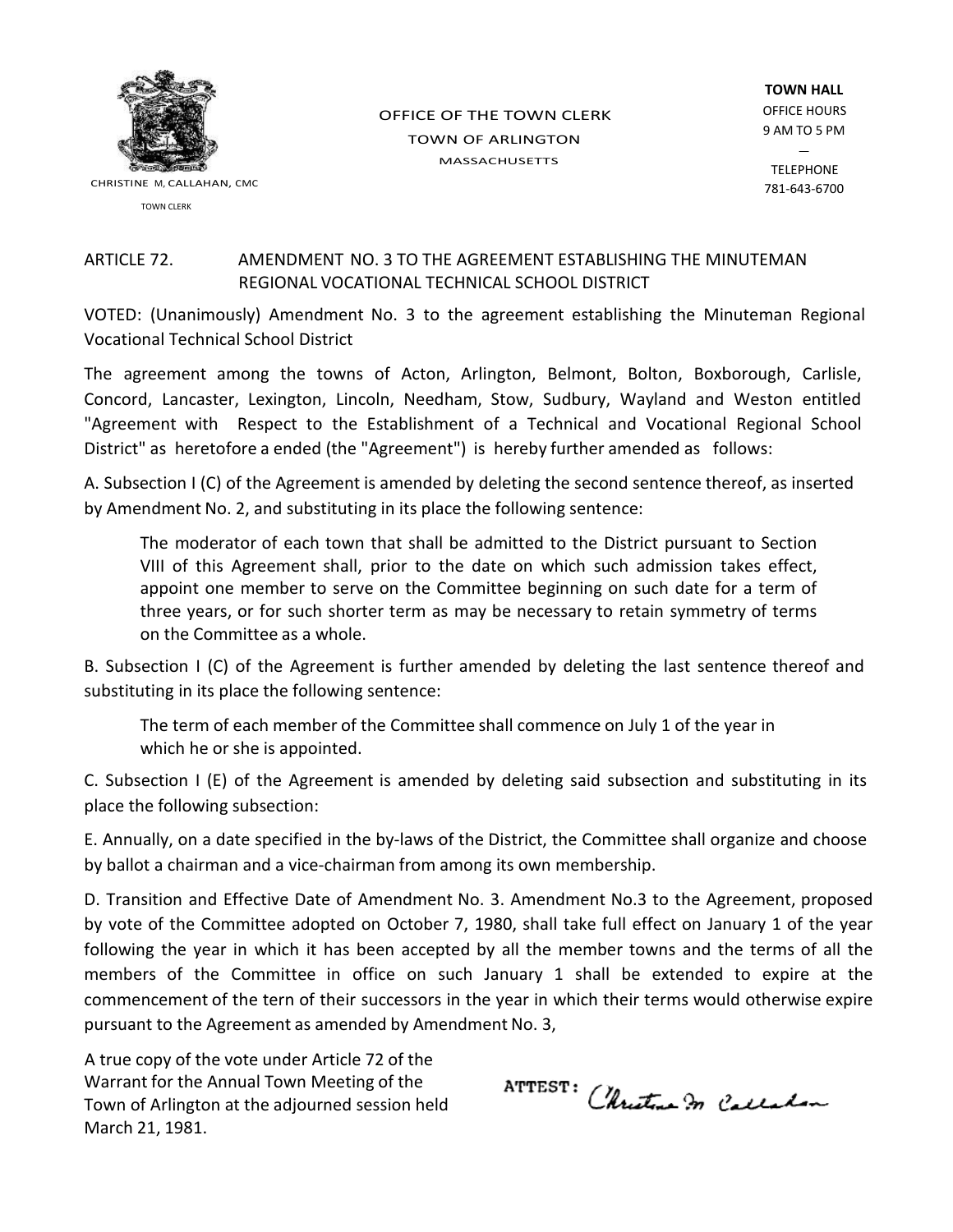OFFICE OF THE TOWN CLERK
TOWN OF ARLINGTON
MASSACHUSETTS

CHRISTINE M, CALLAHAN, CMC
TOWN CLERK

**TOWN HALL**
OFFICE HOURS
9 AM TO 5 PM

TELEPHONE
781-643-6700

ARTICLE 72. AMENDMENT NO. 3 TO THE AGREEMENT ESTABLISHING THE MINUTEMAN REGIONAL VOCATIONAL TECHNICAL SCHOOL DISTRICT

VOTED: (Unanimously) Amendment No. 3 to the agreement establishing the Minuteman Regional Vocational Technical School District

The agreement among the towns of Acton, Arlington, Belmont, Bolton, Boxborough, Carlisle, Concord, Lancaster, Lexington, Lincoln, Needham, Stow, Sudbury, Wayland and Weston entitled "Agreement with Respect to the Establishment of a Technical and Vocational Regional School District" as heretofore a ended (the "Agreement") is hereby further amended as follows:

A. Subsection I (C) of the Agreement is amended by deleting the second sentence thereof, as inserted by Amendment No. 2, and substituting in its place the following sentence:

> The moderator of each town that shall be admitted to the District pursuant to Section VIII of this Agreement shall, prior to the date on which such admission takes effect, appoint one member to serve on the Committee beginning on such date for a term of three years, or for such shorter term as may be necessary to retain symmetry of terms on the Committee as a whole.

B. Subsection I (C) of the Agreement is further amended by deleting the last sentence thereof and substituting in its place the following sentence:

> The term of each member of the Committee shall commence on July 1 of the year in which he or she is appointed.

C. Subsection I (E) of the Agreement is amended by deleting said subsection and substituting in its place the following subsection:

E. Annually, on a date specified in the by-laws of the District, the Committee shall organize and choose by ballot a chairman and a vice-chairman from among its own membership.

D. Transition and Effective Date of Amendment No. 3. Amendment No.3 to the Agreement, proposed by vote of the Committee adopted on October 7, 1980, shall take full effect on January 1 of the year following the year in which it has been accepted by all the member towns and the terms of all the members of the Committee in office on such January 1 shall be extended to expire at the commencement of the tern of their successors in the year in which their terms would otherwise expire pursuant to the Agreement as amended by Amendment No. 3,

A true copy of the vote under Article 72 of the Warrant for the Annual Town Meeting of the Town of Arlington at the adjourned session held March 21, 1981.

ATTEST: Christine M. Callahan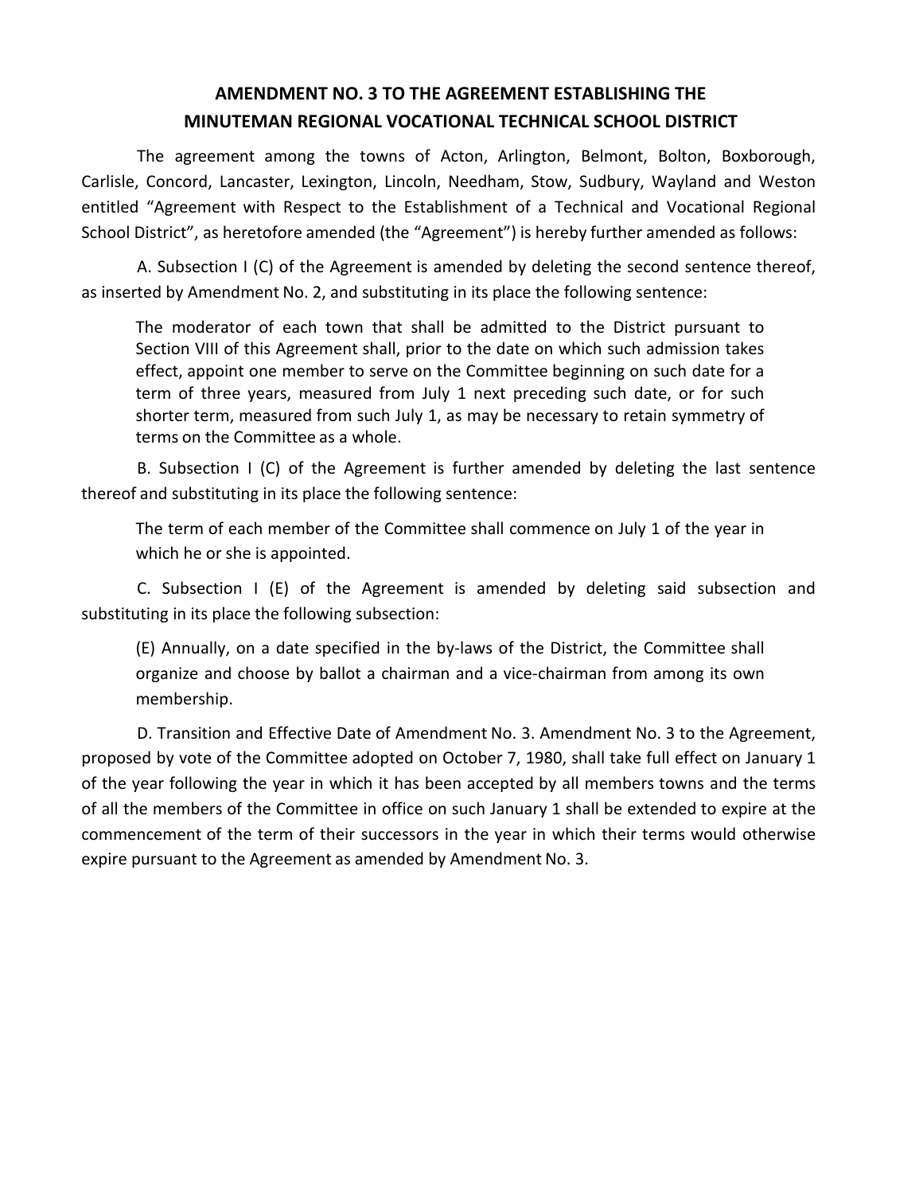# AMENDMENT NO. 3 TO THE AGREEMENT ESTABLISHING THE MINUTEMAN REGIONAL VOCATIONAL TECHNICAL SCHOOL DISTRICT

The agreement among the towns of Acton, Arlington, Belmont, Bolton, Boxborough, Carlisle, Concord, Lancaster, Lexington, Lincoln, Needham, Stow, Sudbury, Wayland and Weston entitled "Agreement with Respect to the Establishment of a Technical and Vocational Regional School District", as heretofore amended (the "Agreement") is hereby further amended as follows:

A. Subsection I (C) of the Agreement is amended by deleting the second sentence thereof, as inserted by Amendment No. 2, and substituting in its place the following sentence:

> The moderator of each town that shall be admitted to the District pursuant to Section VIII of this Agreement shall, prior to the date on which such admission takes effect, appoint one member to serve on the Committee beginning on such date for a term of three years, measured from July 1 next preceding such date, or for such shorter term, measured from such July 1, as may be necessary to retain symmetry of terms on the Committee as a whole.

B. Subsection I (C) of the Agreement is further amended by deleting the last sentence thereof and substituting in its place the following sentence:

> The term of each member of the Committee shall commence on July 1 of the year in which he or she is appointed.

C. Subsection I (E) of the Agreement is amended by deleting said subsection and substituting in its place the following subsection:

> (E) Annually, on a date specified in the by-laws of the District, the Committee shall organize and choose by ballot a chairman and a vice-chairman from among its own membership.

D. Transition and Effective Date of Amendment No. 3. Amendment No. 3 to the Agreement, proposed by vote of the Committee adopted on October 7, 1980, shall take full effect on January 1 of the year following the year in which it has been accepted by all members towns and the terms of all the members of the Committee in office on such January 1 shall be extended to expire at the commencement of the term of their successors in the year in which their terms would otherwise expire pursuant to the Agreement as amended by Amendment No. 3.